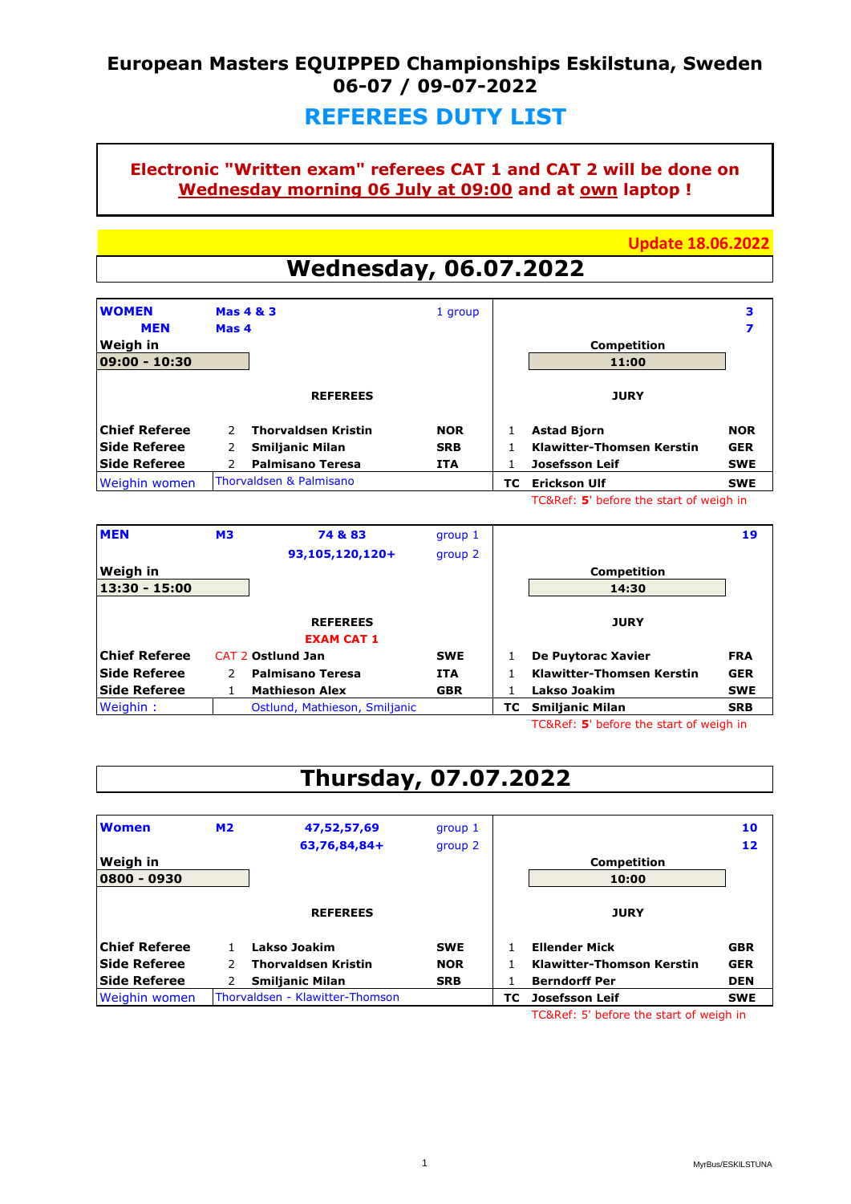# European Masters EQUIPPED Championships Eskilstuna, Sweden
## 06-07 / 09-07-2022

## REFEREES DUTY LIST

**Electronic "Written exam" referees CAT 1 and CAT 2 will be done on Wednesday morning 06 July at 09:00 and at own laptop !**

**Update 18.06.2022**

## Wednesday, 06.07.2022

| | | | | | | | |
|---|---|---|---|---|---|---|---|
| **WOMEN** | **Mas 4 & 3** | | 1 group | | | | **3** |
| **MEN** | **Mas 4** | | | | | | **7** |
| **Weigh in** | | | | | **Competition** | | |
| **09:00 - 10:30** | | | | | **11:00** | | |
| | | **REFEREES** | | | **JURY** | | |
| **Chief Referee** | 2 | **Thorvaldsen Kristin** | **NOR** | 1 | **Astad Bjorn** | **NOR** | |
| **Side Referee** | 2 | **Smiljanic Milan** | **SRB** | 1 | **Klawitter-Thomsen Kerstin** | **GER** | |
| **Side Referee** | 2 | **Palmisano Teresa** | **ITA** | 1 | **Josefsson Leif** | **SWE** | |
| Weighin women | Thorvaldsen & Palmisano | | | **TC** | **Erickson Ulf** | **SWE** | |

TC&Ref: **5'** before the start of weigh in

| | | | | | | | |
|---|---|---|---|---|---|---|---|
| **MEN** | **M3** | **74 & 83** | group 1 | | | | **19** |
| | | **93,105,120,120+** | group 2 | | | | |
| **Weigh in** | | | | | **Competition** | | |
| **13:30 - 15:00** | | | | | **14:30** | | |
| | | **REFEREES** | | | **JURY** | | |
| | | **EXAM CAT 1** | | | | | |
| **Chief Referee** | CAT 2 | **Ostlund Jan** | **SWE** | 1 | **De Puytorac Xavier** | **FRA** | |
| **Side Referee** | 2 | **Palmisano Teresa** | **ITA** | 1 | **Klawitter-Thomsen Kerstin** | **GER** | |
| **Side Referee** | 1 | **Mathieson Alex** | **GBR** | 1 | **Lakso Joakim** | **SWE** | |
| Weighin : | | Ostlund, Mathieson, Smiljanic | | **TC** | **Smiljanic Milan** | **SRB** | |

TC&Ref: **5'** before the start of weigh in

## Thursday, 07.07.2022

| | | | | | | | |
|---|---|---|---|---|---|---|---|
| **Women** | **M2** | **47,52,57,69** | group 1 | | | | **10** |
| | | **63,76,84,84+** | group 2 | | | | **12** |
| **Weigh in** | | | | | **Competition** | | |
| **0800 - 0930** | | | | | **10:00** | | |
| | | **REFEREES** | | | **JURY** | | |
| **Chief Referee** | 1 | **Lakso Joakim** | **SWE** | 1 | **Ellender Mick** | **GBR** | |
| **Side Referee** | 2 | **Thorvaldsen Kristin** | **NOR** | 1 | **Klawitter-Thomson Kerstin** | **GER** | |
| **Side Referee** | 2 | **Smiljanic Milan** | **SRB** | 1 | **Berndorff Per** | **DEN** | |
| Weighin women | Thorvaldsen - Klawitter-Thomson | | | **TC** | **Josefsson Leif** | **SWE** | |

TC&Ref: 5' before the start of weigh in

MyrBus/ESKILSTUNA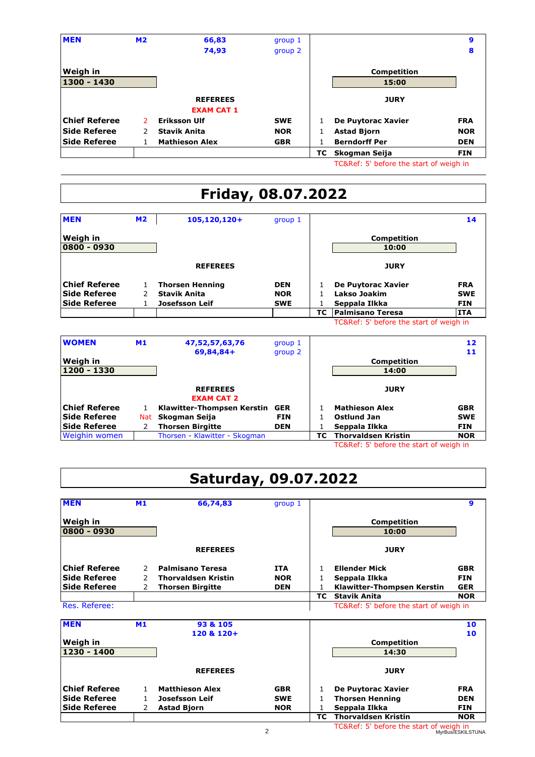| | | | | | | | |
|---|---|---|---|---|---|---|---|
| **MEN** | **M2** | **66,83** | group 1 | | | | **9** |
| | | **74,93** | group 2 | | | | **8** |
| **Weigh in** | | | | | **Competition** | | |
| **1300 - 1430** | | | | | **15:00** | | |
| | | **REFEREES** | | | **JURY** | | |
| | | **EXAM CAT 1** | | | | | |
| **Chief Referee** | 2 | **Eriksson Ulf** | **SWE** | 1 | **De Puytorac Xavier** | | **FRA** |
| **Side Referee** | 2 | **Stavik Anita** | **NOR** | 1 | **Astad Bjorn** | | **NOR** |
| **Side Referee** | 1 | **Mathieson Alex** | **GBR** | 1 | **Berndorff Per** | | **DEN** |
| | | | | **TC** | **Skogman Seija** | | **FIN** |
| | | | | | TC&Ref: 5' before the start of weigh in | | |

# Friday, 08.07.2022

| | | | | | | | |
|---|---|---|---|---|---|---|---|
| **MEN** | **M2** | **105,120,120+** | group 1 | | | | **14** |
| **Weigh in** | | | | | **Competition** | | |
| **0800 - 0930** | | | | | **10:00** | | |
| | | **REFEREES** | | | **JURY** | | |
| **Chief Referee** | 1 | **Thorsen Henning** | **DEN** | 1 | **De Puytorac Xavier** | | **FRA** |
| **Side Referee** | 2 | **Stavik Anita** | **NOR** | 1 | **Lakso Joakim** | | **SWE** |
| **Side Referee** | 1 | **Josefsson Leif** | **SWE** | 1 | **Seppala Ilkka** | | **FIN** |
| | | | | **TC** | **Palmisano Teresa** | | **ITA** |
| | | | | | TC&Ref: 5' before the start of weigh in | | |

| | | | | | | | |
|---|---|---|---|---|---|---|---|
| **WOMEN** | **M1** | **47,52,57,63,76** | group 1 | | | | **12** |
| | | **69,84,84+** | group 2 | | | | **11** |
| **Weigh in** | | | | | **Competition** | | |
| **1200 - 1330** | | | | | **14:00** | | |
| | | **REFEREES** | | | **JURY** | | |
| | | **EXAM CAT 2** | | | | | |
| **Chief Referee** | 1 | **Klawitter-Thompsen Kerstin** | **GER** | 1 | **Mathieson Alex** | | **GBR** |
| **Side Referee** | Nat | **Skogman Seija** | **FIN** | 1 | **Ostlund Jan** | | **SWE** |
| **Side Referee** | 2 | **Thorsen Birgitte** | **DEN** | 1 | **Seppala Ilkka** | | **FIN** |
| Weighin women | | Thorsen - Klawitter - Skogman | | **TC** | **Thorvaldsen Kristin** | | **NOR** |
| | | | | | TC&Ref: 5' before the start of weigh in | | |

# Saturday, 09.07.2022

| | | | | | | | |
|---|---|---|---|---|---|---|---|
| **MEN** | **M1** | **66,74,83** | group 1 | | | | **9** |
| **Weigh in** | | | | | **Competition** | | |
| **0800 - 0930** | | | | | **10:00** | | |
| | | **REFEREES** | | | **JURY** | | |
| **Chief Referee** | 2 | **Palmisano Teresa** | **ITA** | 1 | **Ellender Mick** | | **GBR** |
| **Side Referee** | 2 | **Thorvaldsen Kristin** | **NOR** | 1 | **Seppala Ilkka** | | **FIN** |
| **Side Referee** | 2 | **Thorsen Birgitte** | **DEN** | 1 | **Klawitter-Thompsen Kerstin** | | **GER** |
| | | | | **TC** | **Stavik Anita** | | **NOR** |
| Res. Referee: | | | | | TC&Ref: 5' before the start of weigh in | | |

| | | | | | | | |
|---|---|---|---|---|---|---|---|
| **MEN** | **M1** | **93 & 105** | | | | | **10** |
| | | **120 & 120+** | | | | | **10** |
| **Weigh in** | | | | | **Competition** | | |
| **1230 - 1400** | | | | | **14:30** | | |
| | | **REFEREES** | | | **JURY** | | |
| **Chief Referee** | 1 | **Matthieson Alex** | **GBR** | 1 | **De Puytorac Xavier** | | **FRA** |
| **Side Referee** | 1 | **Josefsson Leif** | **SWE** | 1 | **Thorsen Henning** | | **DEN** |
| **Side Referee** | 2 | **Astad Bjorn** | **NOR** | 1 | **Seppala Ilkka** | | **FIN** |
| | | | | **TC** | **Thorvaldsen Kristin** | | **NOR** |
| | | | | | TC&Ref: 5' before the start of weigh in | | |

MyrBus/ESKILSTUNA